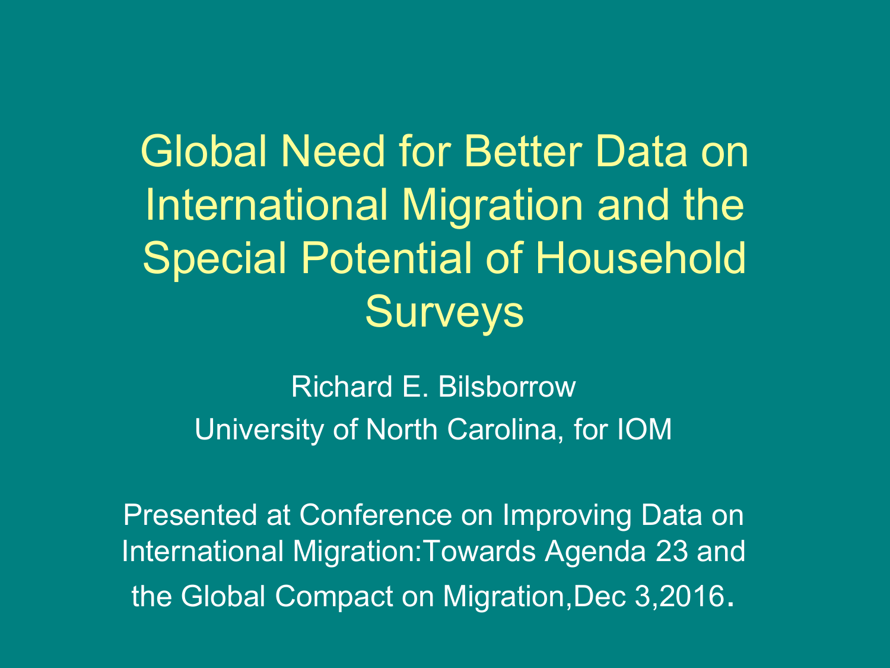# Global Need for Better Data on International Migration and the Special Potential of Household Surveys

Richard E. Bilsborrow

University of North Carolina, for IOM

Presented at Conference on Improving Data on International Migration:Towards Agenda 23 and the Global Compact on Migration,Dec 3,2016.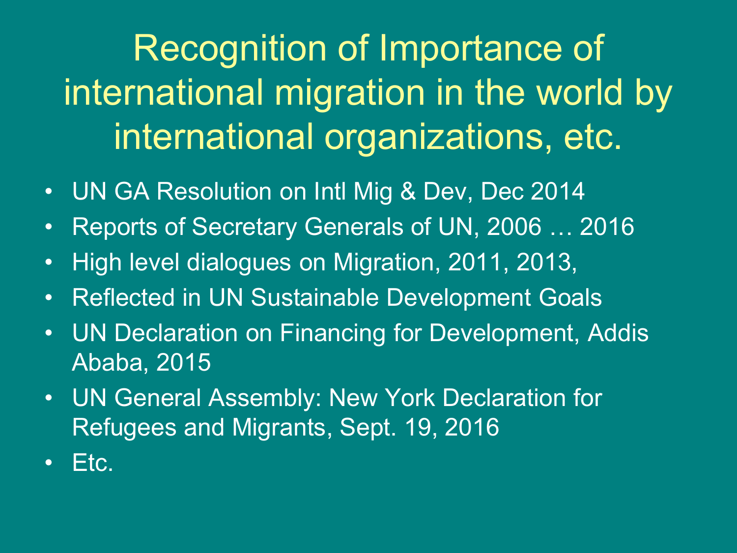# Recognition of Importance of international migration in the world by international organizations, etc.

- UN GA Resolution on Intl Mig & Dev, Dec 2014
- Reports of Secretary Generals of UN, 2006 … 2016
- High level dialogues on Migration, 2011, 2013,
- Reflected in UN Sustainable Development Goals
- UN Declaration on Financing for Development, Addis Ababa, 2015
- UN General Assembly: New York Declaration for Refugees and Migrants, Sept. 19, 2016
- Etc.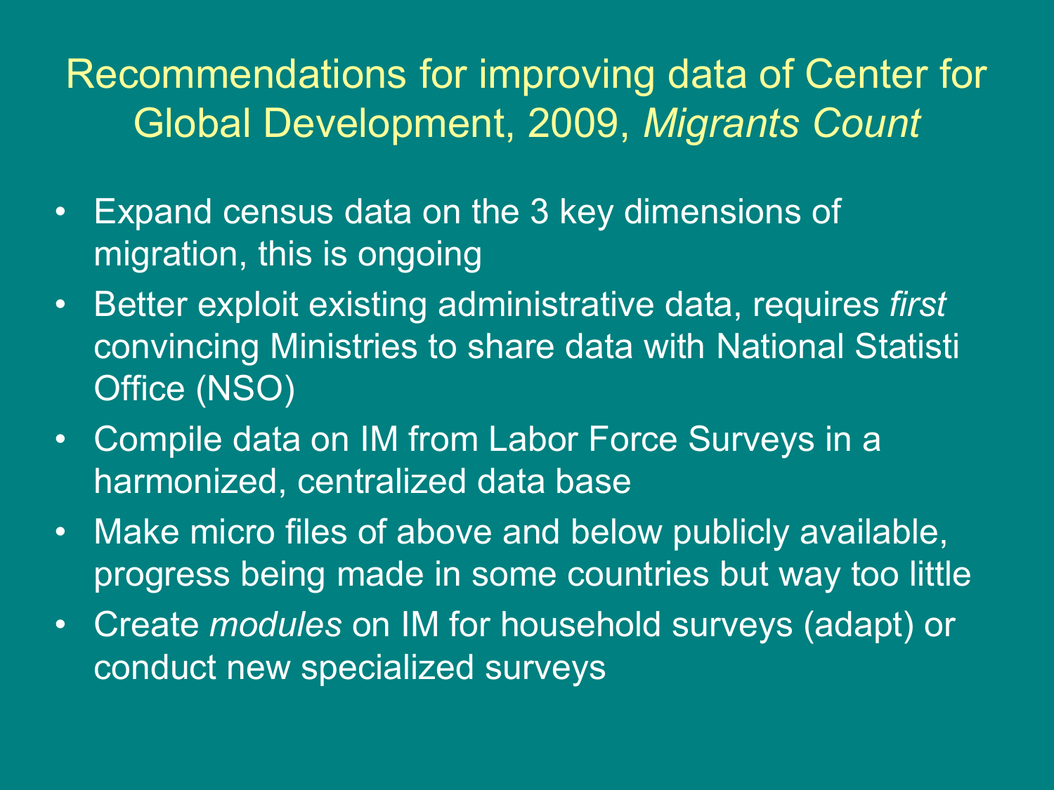# Recommendations for improving data of Center for Global Development, 2009, *Migrants Count*

- Expand census data on the 3 key dimensions of migration, this is ongoing
- Better exploit existing administrative data, requires *first* convincing Ministries to share data with National Statisti Office (NSO)
- Compile data on IM from Labor Force Surveys in a harmonized, centralized data base
- Make micro files of above and below publicly available, progress being made in some countries but way too little
- Create *modules* on IM for household surveys (adapt) or conduct new specialized surveys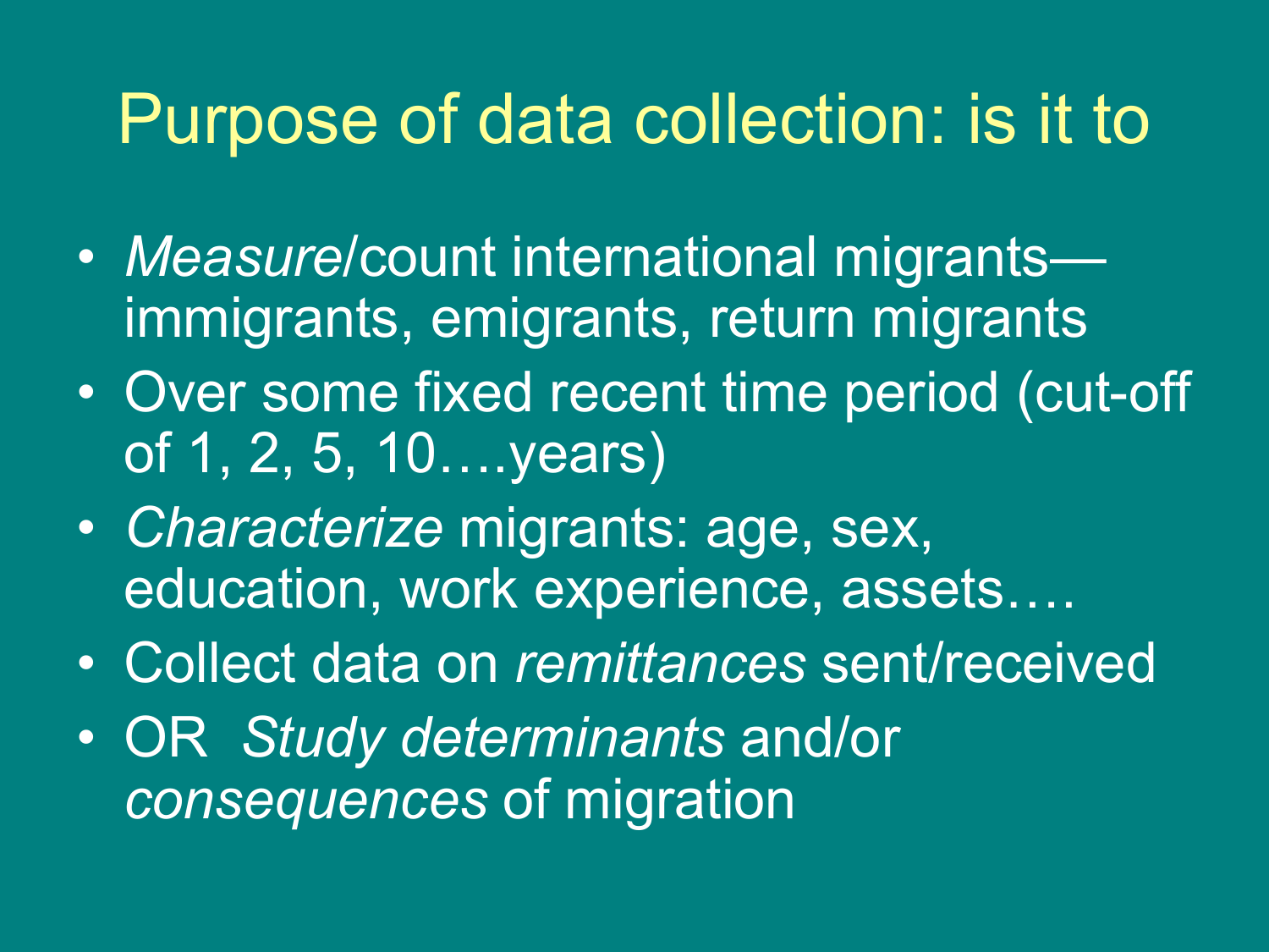# Purpose of data collection: is it to

- *Measure*/count international migrants—immigrants, emigrants, return migrants
- Over some fixed recent time period (cut-off of 1, 2, 5, 10….years)
- *Characterize* migrants: age, sex, education, work experience, assets….
- Collect data on *remittances* sent/received
- OR *Study determinants* and/or *consequences* of migration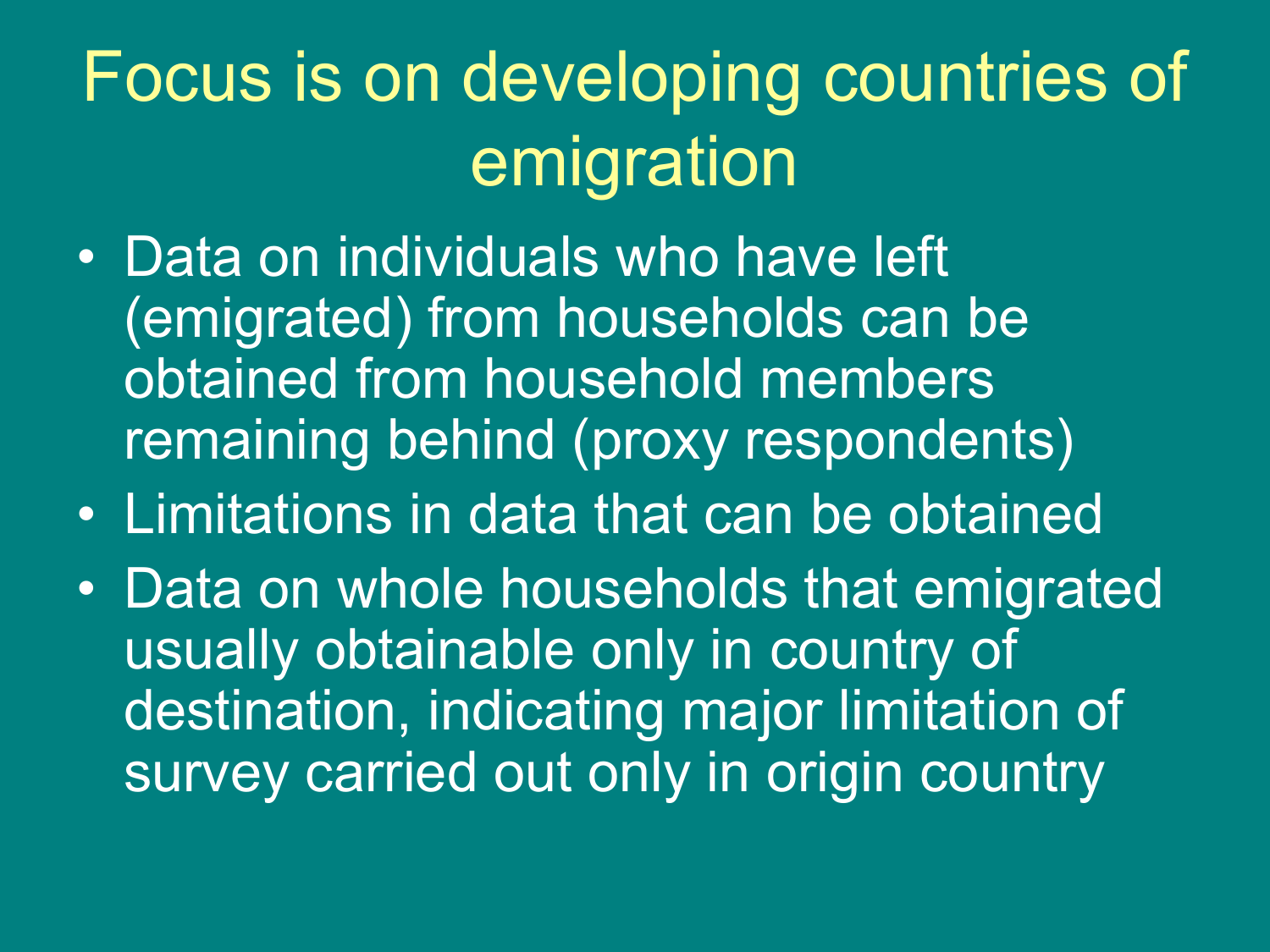# Focus is on developing countries of emigration

- Data on individuals who have left (emigrated) from households can be obtained from household members remaining behind (proxy respondents)
- Limitations in data that can be obtained
- Data on whole households that emigrated usually obtainable only in country of destination, indicating major limitation of survey carried out only in origin country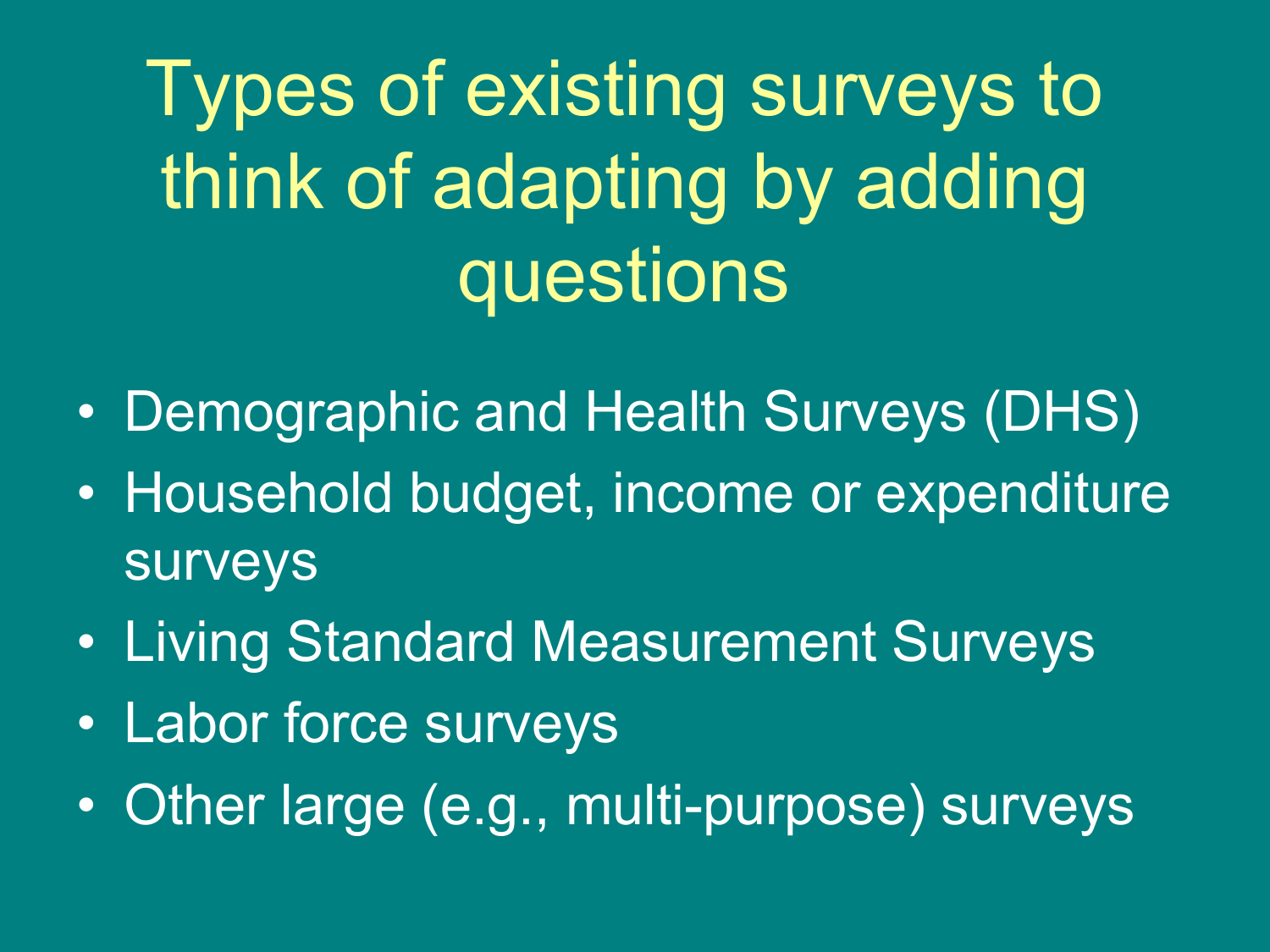# Types of existing surveys to think of adapting by adding questions

- Demographic and Health Surveys (DHS)
- Household budget, income or expenditure surveys
- Living Standard Measurement Surveys
- Labor force surveys
- Other large (e.g., multi-purpose) surveys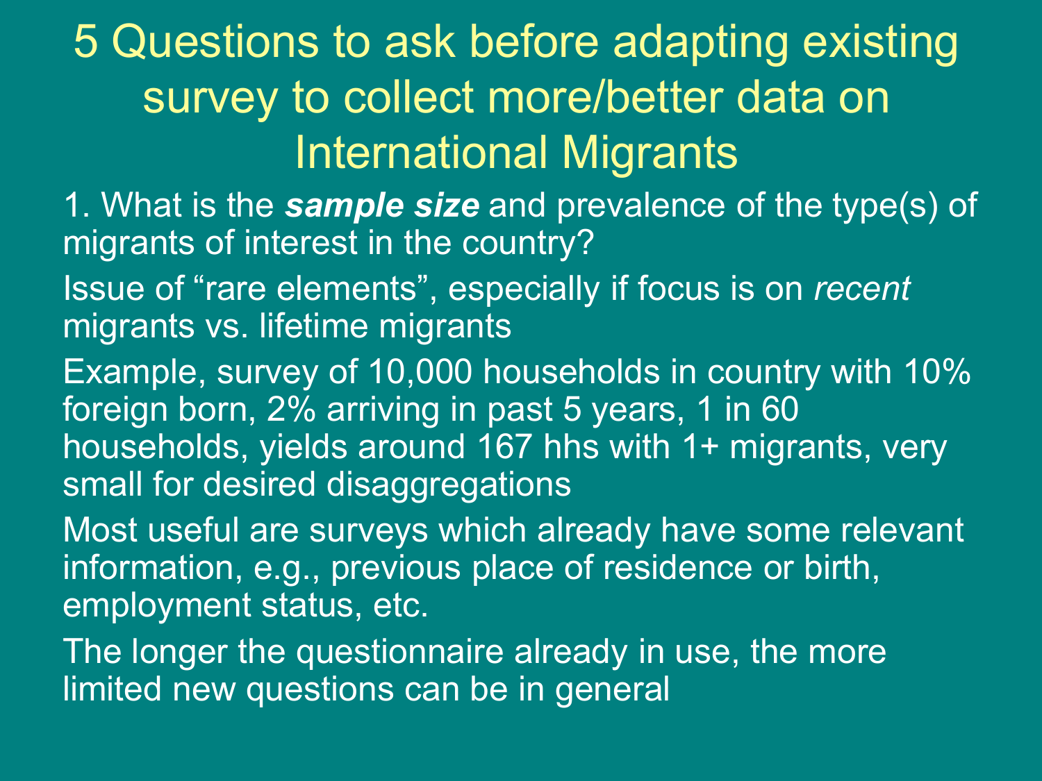# 5 Questions to ask before adapting existing survey to collect more/better data on International Migrants

1. What is the ***sample size*** and prevalence of the type(s) of migrants of interest in the country?

Issue of "rare elements", especially if focus is on *recent* migrants vs. lifetime migrants

Example, survey of 10,000 households in country with 10% foreign born, 2% arriving in past 5 years, 1 in 60 households, yields around 167 hhs with 1+ migrants, very small for desired disaggregations

Most useful are surveys which already have some relevant information, e.g., previous place of residence or birth, employment status, etc.

The longer the questionnaire already in use, the more limited new questions can be in general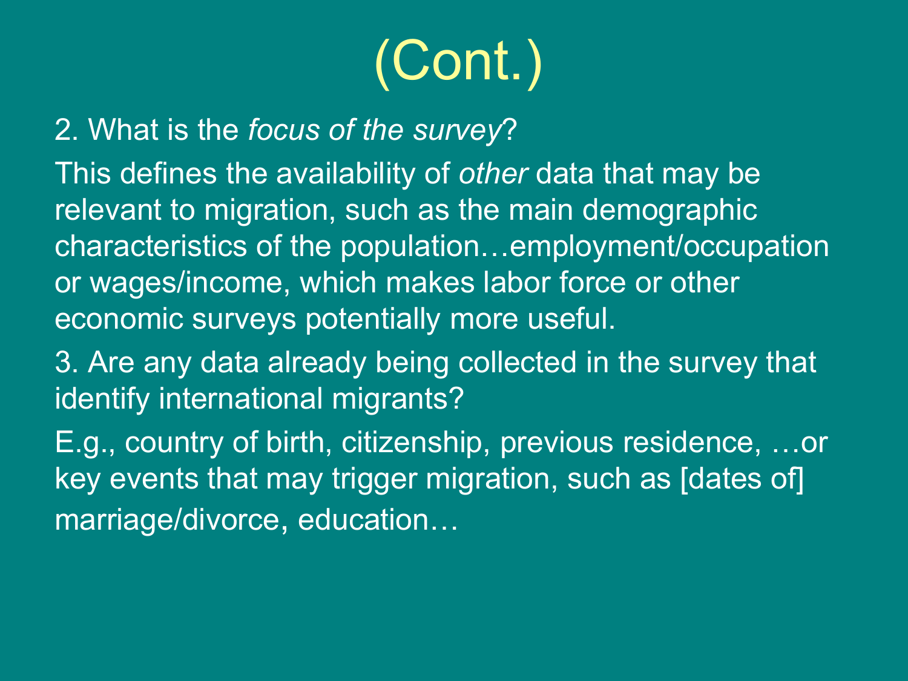# (Cont.)

2. What is the *focus of the survey*?

This defines the availability of *other* data that may be relevant to migration, such as the main demographic characteristics of the population…employment/occupation or wages/income, which makes labor force or other economic surveys potentially more useful.

3. Are any data already being collected in the survey that identify international migrants?

E.g., country of birth, citizenship, previous residence, …or key events that may trigger migration, such as [dates of] marriage/divorce, education…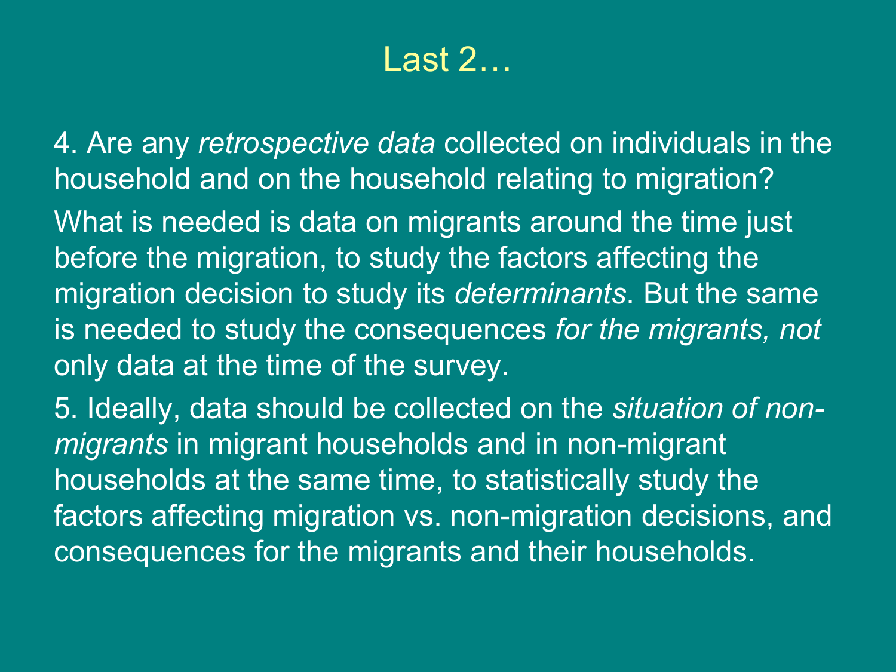# Last 2…

4. Are any *retrospective data* collected on individuals in the household and on the household relating to migration?

What is needed is data on migrants around the time just before the migration, to study the factors affecting the migration decision to study its *determinants*. But the same is needed to study the consequences *for the migrants, not* only data at the time of the survey.

5. Ideally, data should be collected on the *situation of non-migrants* in migrant households and in non-migrant households at the same time, to statistically study the factors affecting migration vs. non-migration decisions, and consequences for the migrants and their households.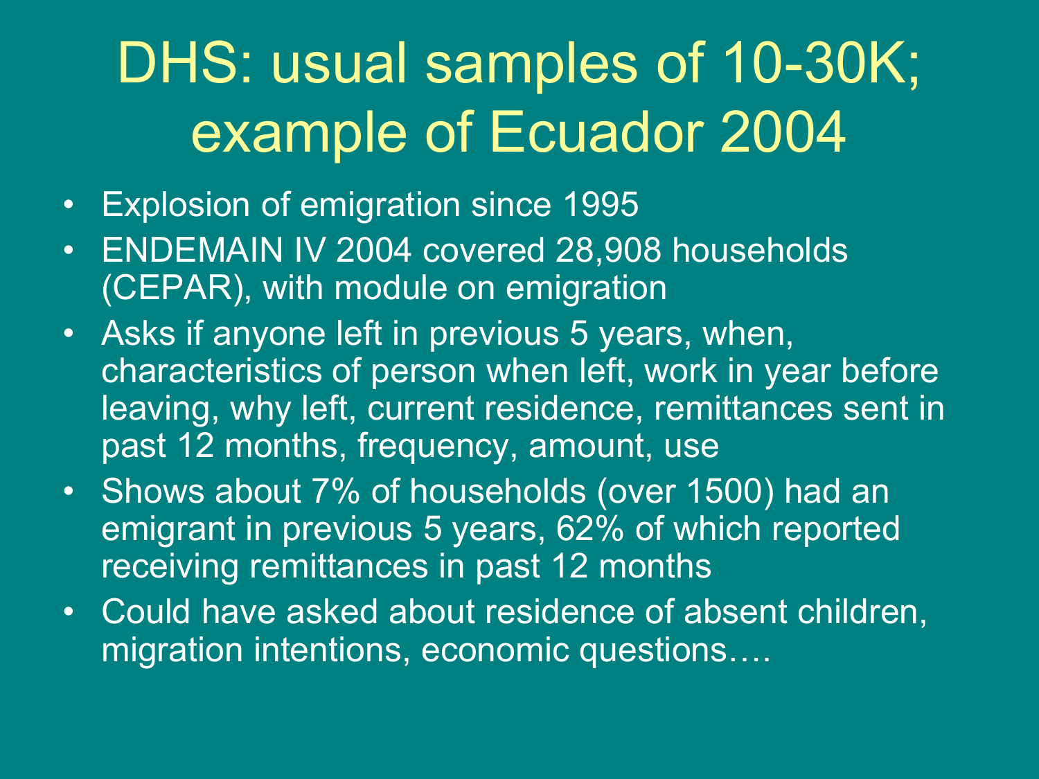# DHS: usual samples of 10-30K; example of Ecuador 2004

- Explosion of emigration since 1995
- ENDEMAIN IV 2004 covered 28,908 households (CEPAR), with module on emigration
- Asks if anyone left in previous 5 years, when, characteristics of person when left, work in year before leaving, why left, current residence, remittances sent in past 12 months, frequency, amount, use
- Shows about 7% of households (over 1500) had an emigrant in previous 5 years, 62% of which reported receiving remittances in past 12 months
- Could have asked about residence of absent children, migration intentions, economic questions….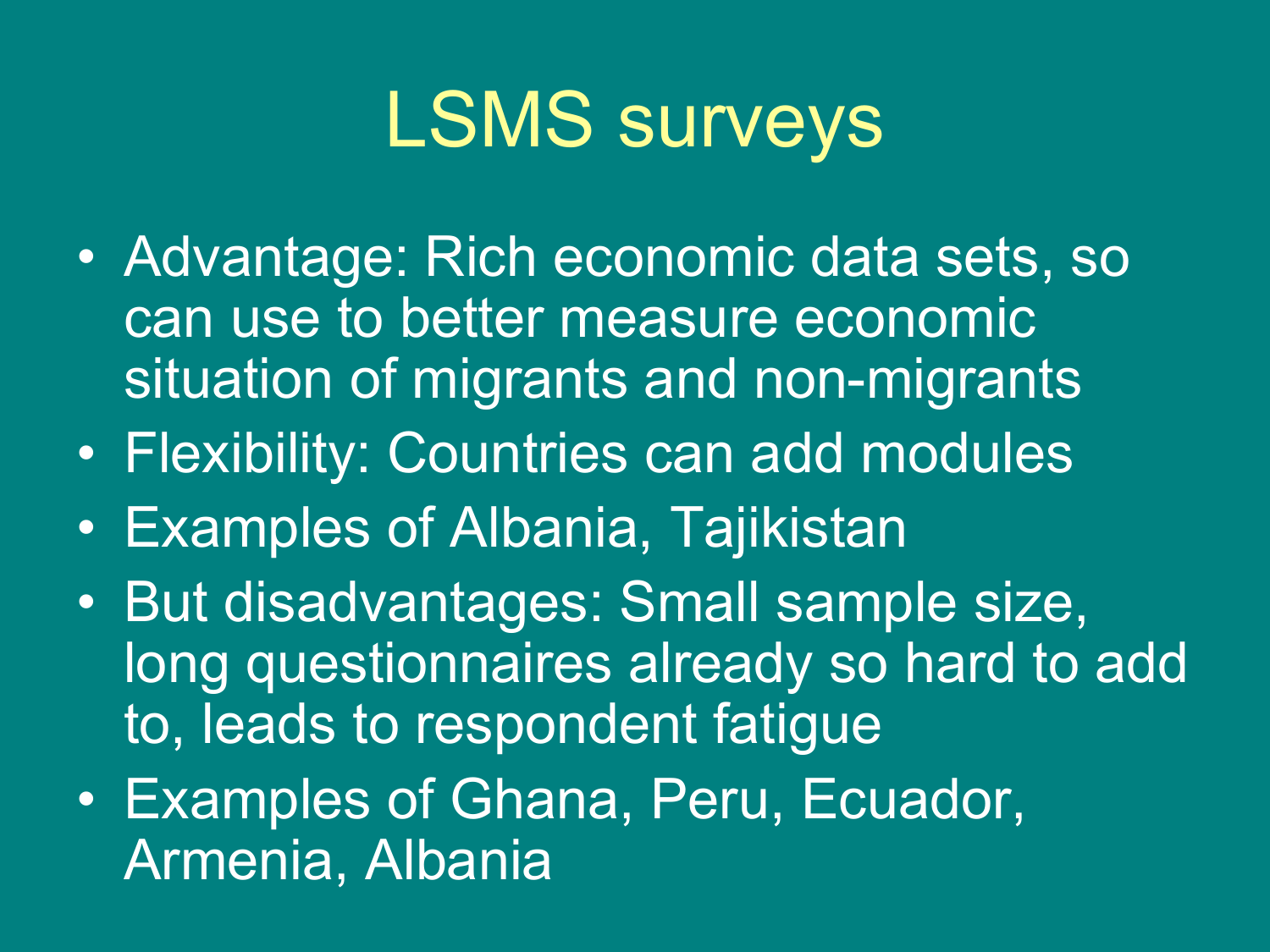# LSMS surveys

- Advantage: Rich economic data sets, so can use to better measure economic situation of migrants and non-migrants
- Flexibility: Countries can add modules
- Examples of Albania, Tajikistan
- But disadvantages: Small sample size, long questionnaires already so hard to add to, leads to respondent fatigue
- Examples of Ghana, Peru, Ecuador, Armenia, Albania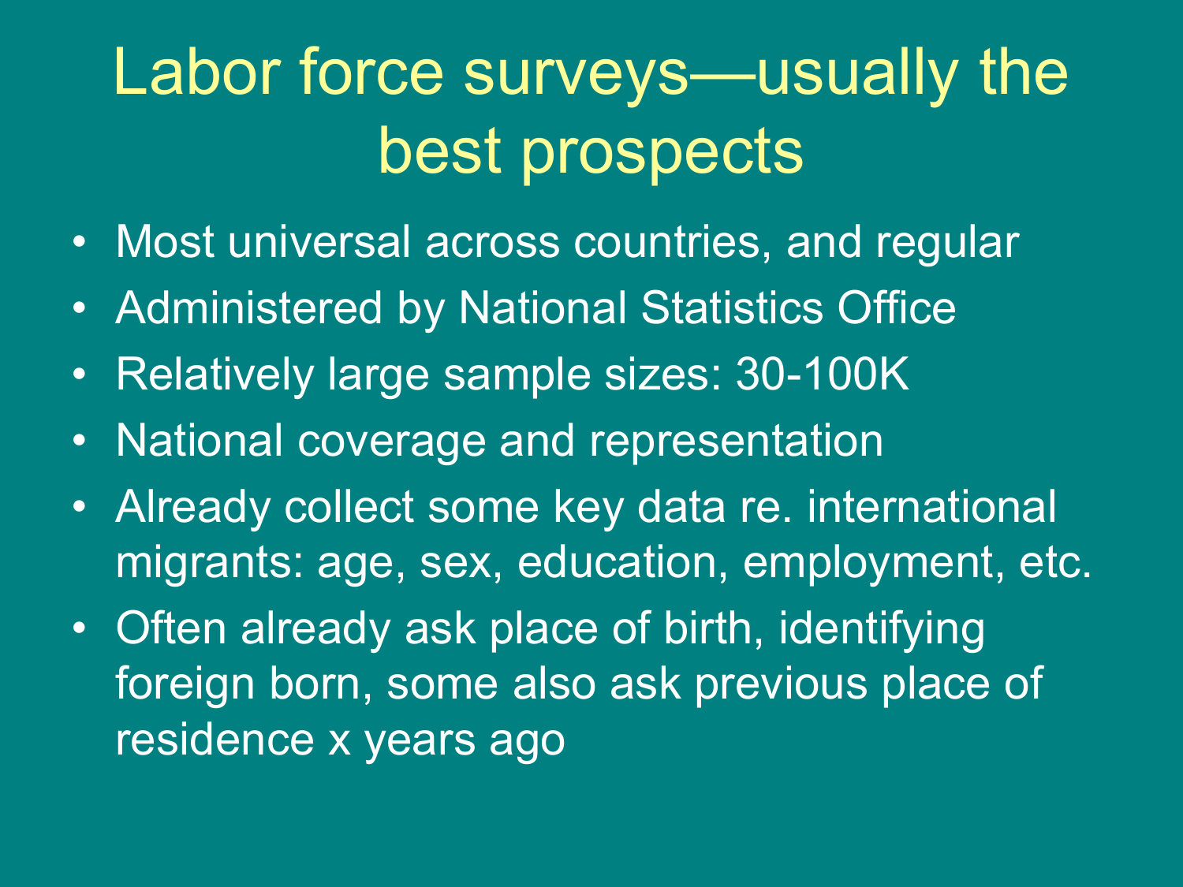# Labor force surveys—usually the best prospects

- Most universal across countries, and regular
- Administered by National Statistics Office
- Relatively large sample sizes: 30-100K
- National coverage and representation
- Already collect some key data re. international migrants: age, sex, education, employment, etc.
- Often already ask place of birth, identifying foreign born, some also ask previous place of residence x years ago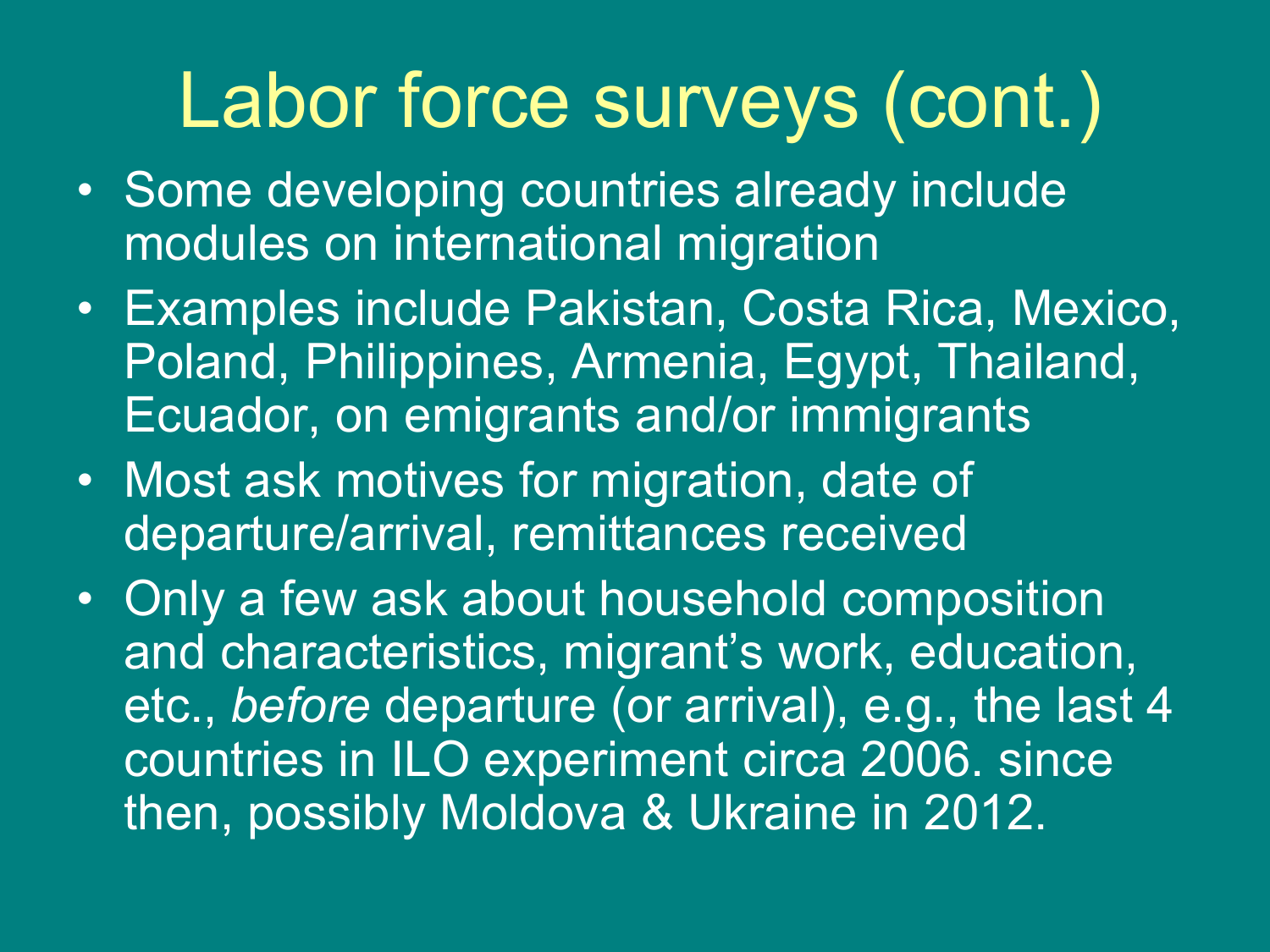# Labor force surveys (cont.)

- Some developing countries already include modules on international migration
- Examples include Pakistan, Costa Rica, Mexico, Poland, Philippines, Armenia, Egypt, Thailand, Ecuador, on emigrants and/or immigrants
- Most ask motives for migration, date of departure/arrival, remittances received
- Only a few ask about household composition and characteristics, migrant's work, education, etc., *before* departure (or arrival), e.g., the last 4 countries in ILO experiment circa 2006. since then, possibly Moldova & Ukraine in 2012.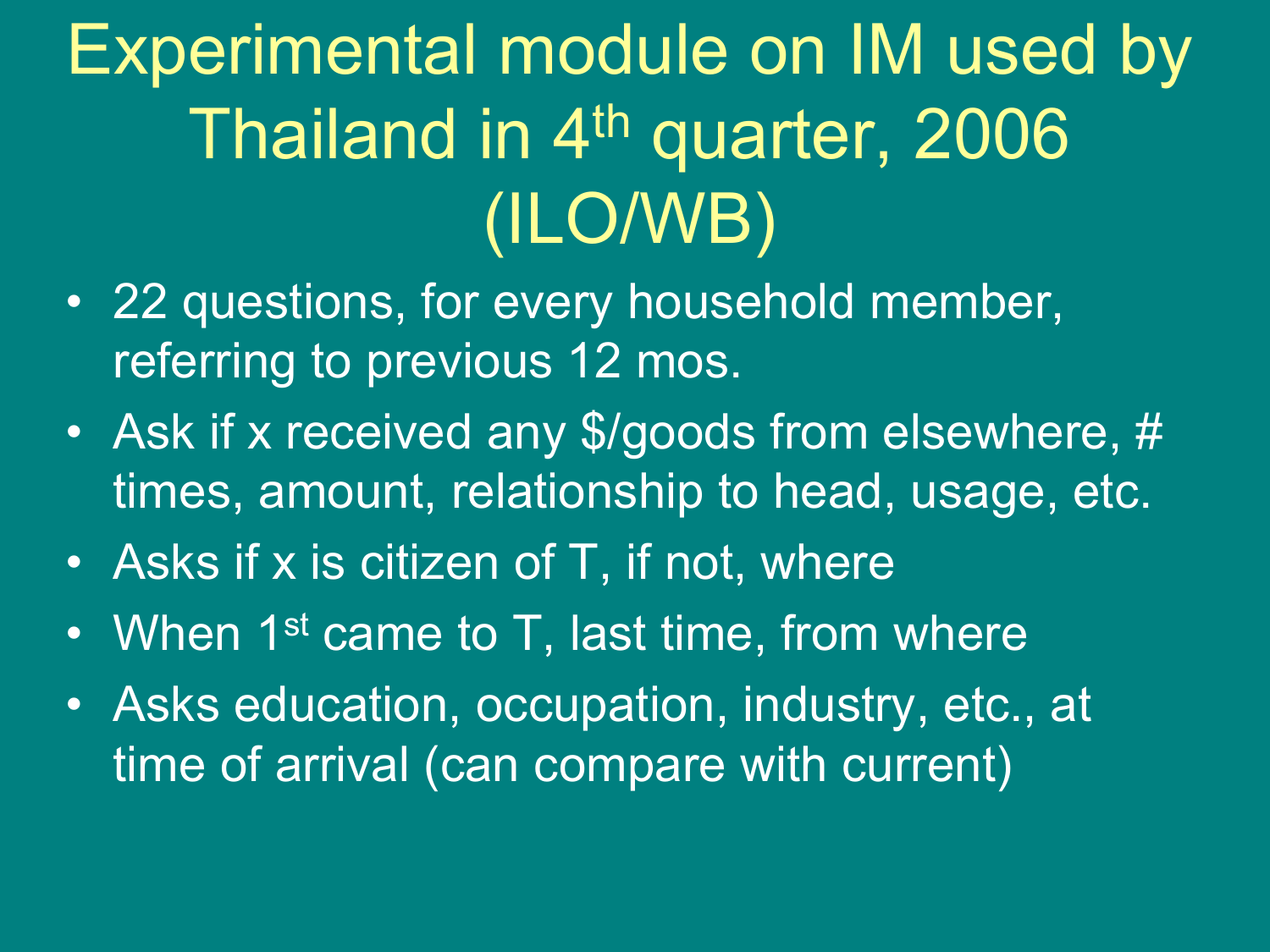# Experimental module on IM used by Thailand in 4th quarter, 2006 (ILO/WB)

- 22 questions, for every household member, referring to previous 12 mos.
- Ask if x received any $/goods from elsewhere, # times, amount, relationship to head, usage, etc.
- Asks if x is citizen of T, if not, where
- When 1st came to T, last time, from where
- Asks education, occupation, industry, etc., at time of arrival (can compare with current)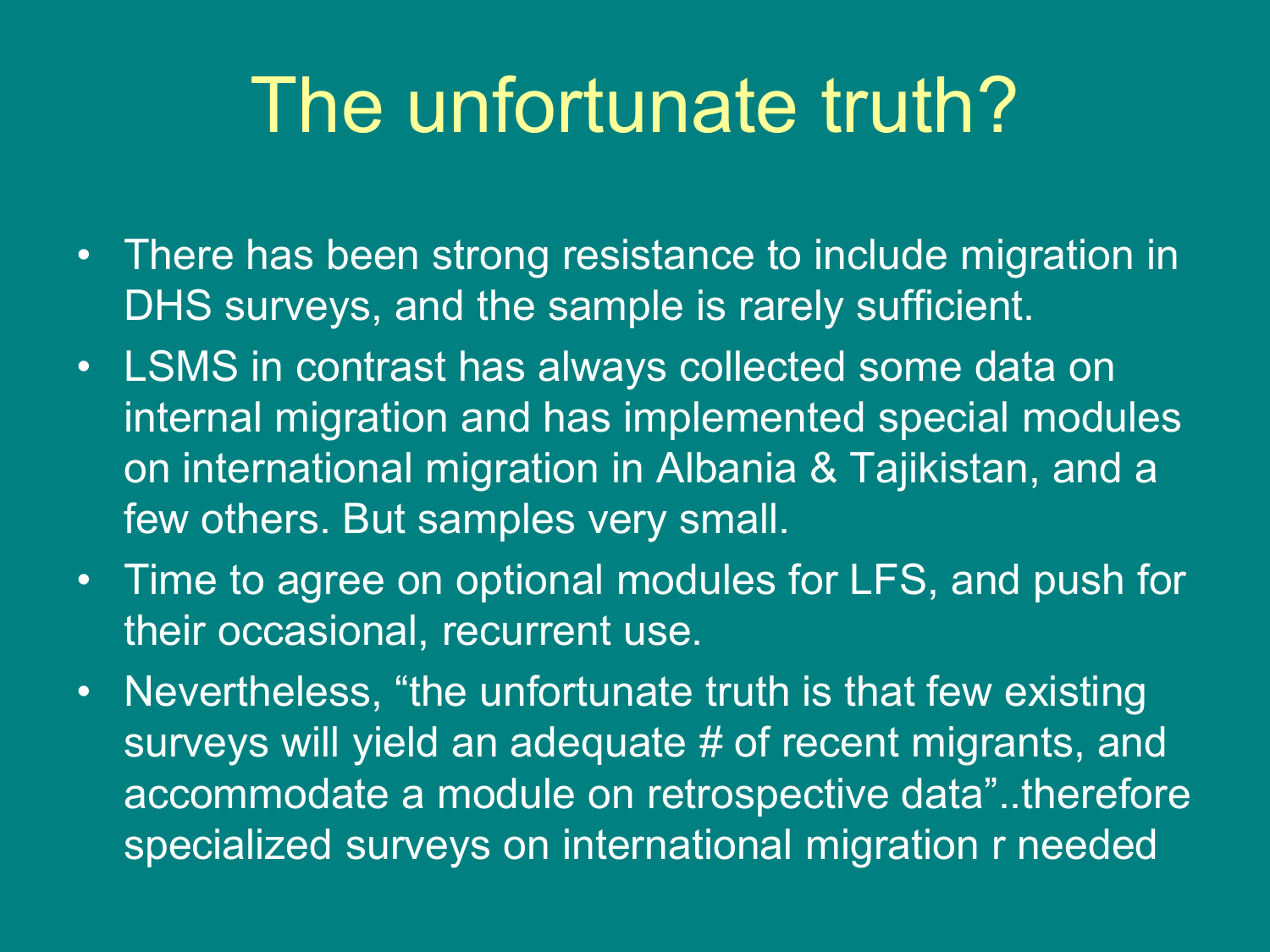# The unfortunate truth?

- There has been strong resistance to include migration in DHS surveys, and the sample is rarely sufficient.
- LSMS in contrast has always collected some data on internal migration and has implemented special modules on international migration in Albania & Tajikistan, and a few others. But samples very small.
- Time to agree on optional modules for LFS, and push for their occasional, recurrent use.
- Nevertheless, "the unfortunate truth is that few existing surveys will yield an adequate # of recent migrants, and accommodate a module on retrospective data"..therefore specialized surveys on international migration r needed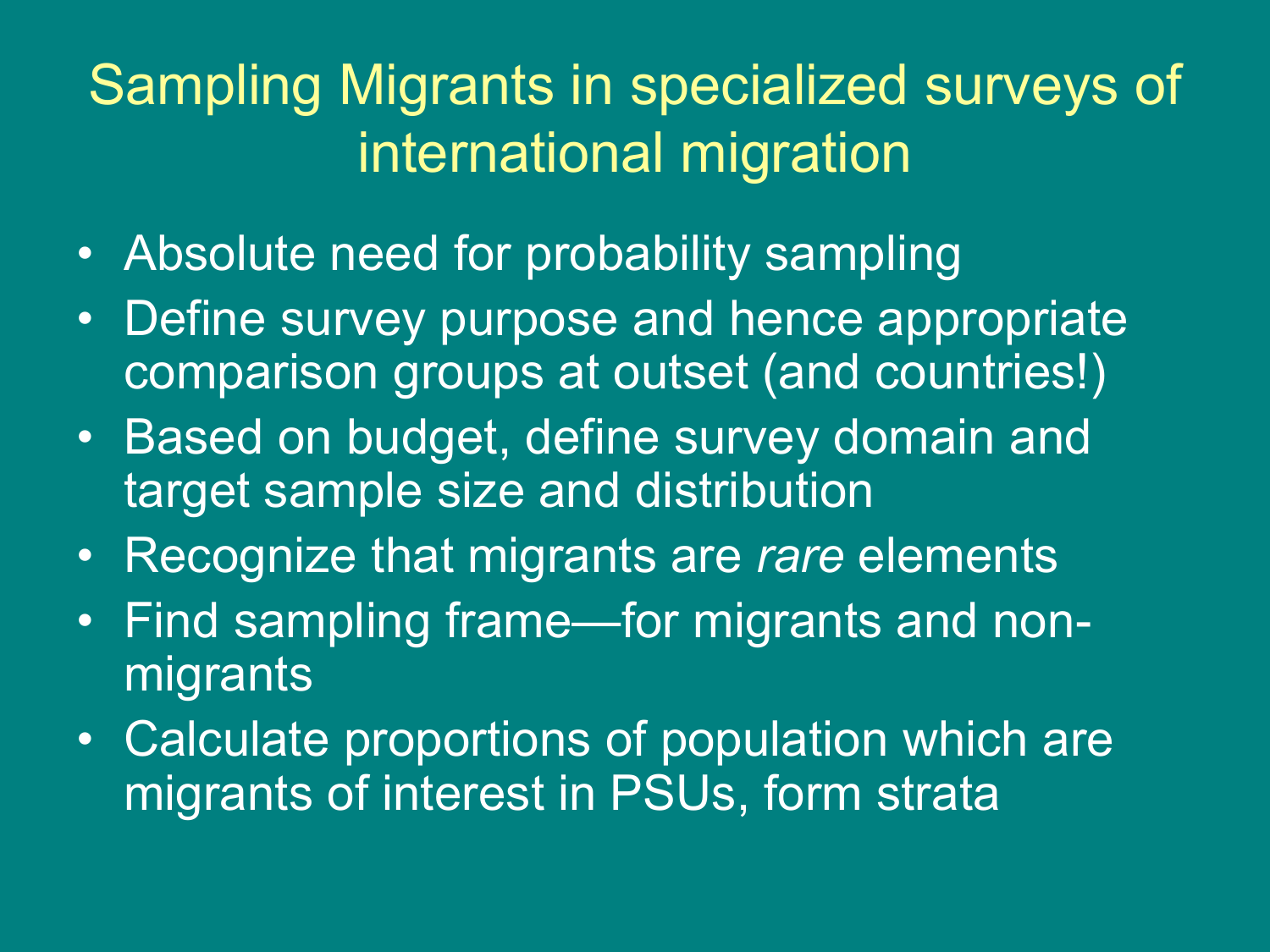# Sampling Migrants in specialized surveys of international migration

- Absolute need for probability sampling
- Define survey purpose and hence appropriate comparison groups at outset (and countries!)
- Based on budget, define survey domain and target sample size and distribution
- Recognize that migrants are *rare* elements
- Find sampling frame—for migrants and non-migrants
- Calculate proportions of population which are migrants of interest in PSUs, form strata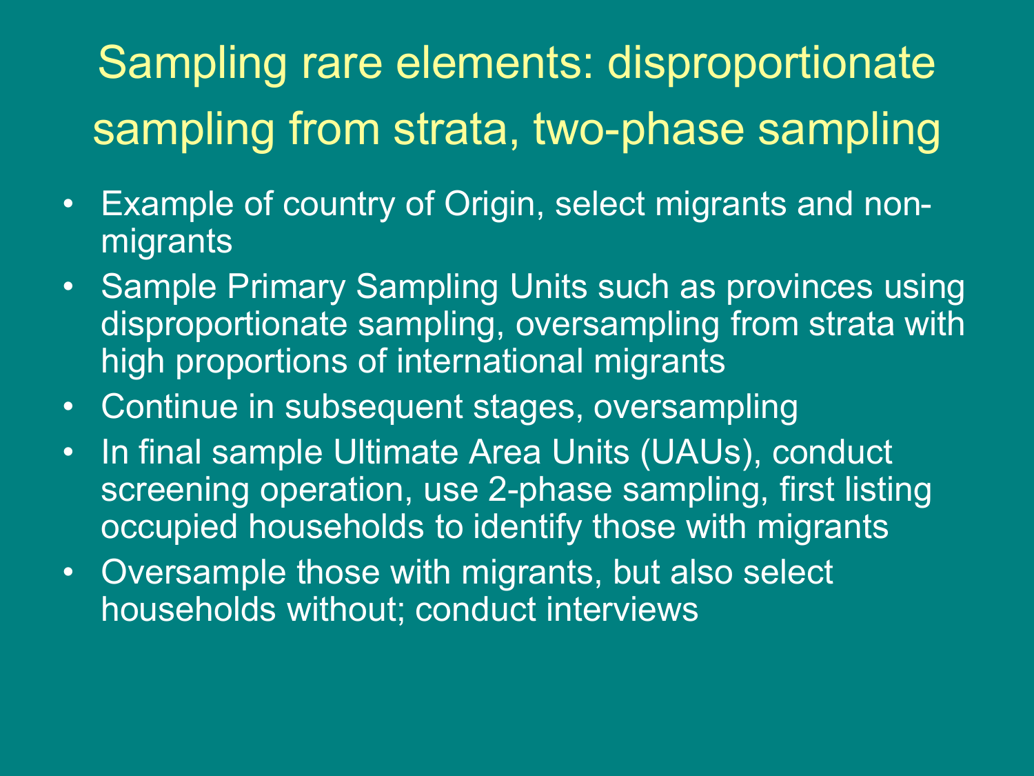# Sampling rare elements: disproportionate sampling from strata, two-phase sampling

- Example of country of Origin, select migrants and non-migrants
- Sample Primary Sampling Units such as provinces using disproportionate sampling, oversampling from strata with high proportions of international migrants
- Continue in subsequent stages, oversampling
- In final sample Ultimate Area Units (UAUs), conduct screening operation, use 2-phase sampling, first listing occupied households to identify those with migrants
- Oversample those with migrants, but also select households without; conduct interviews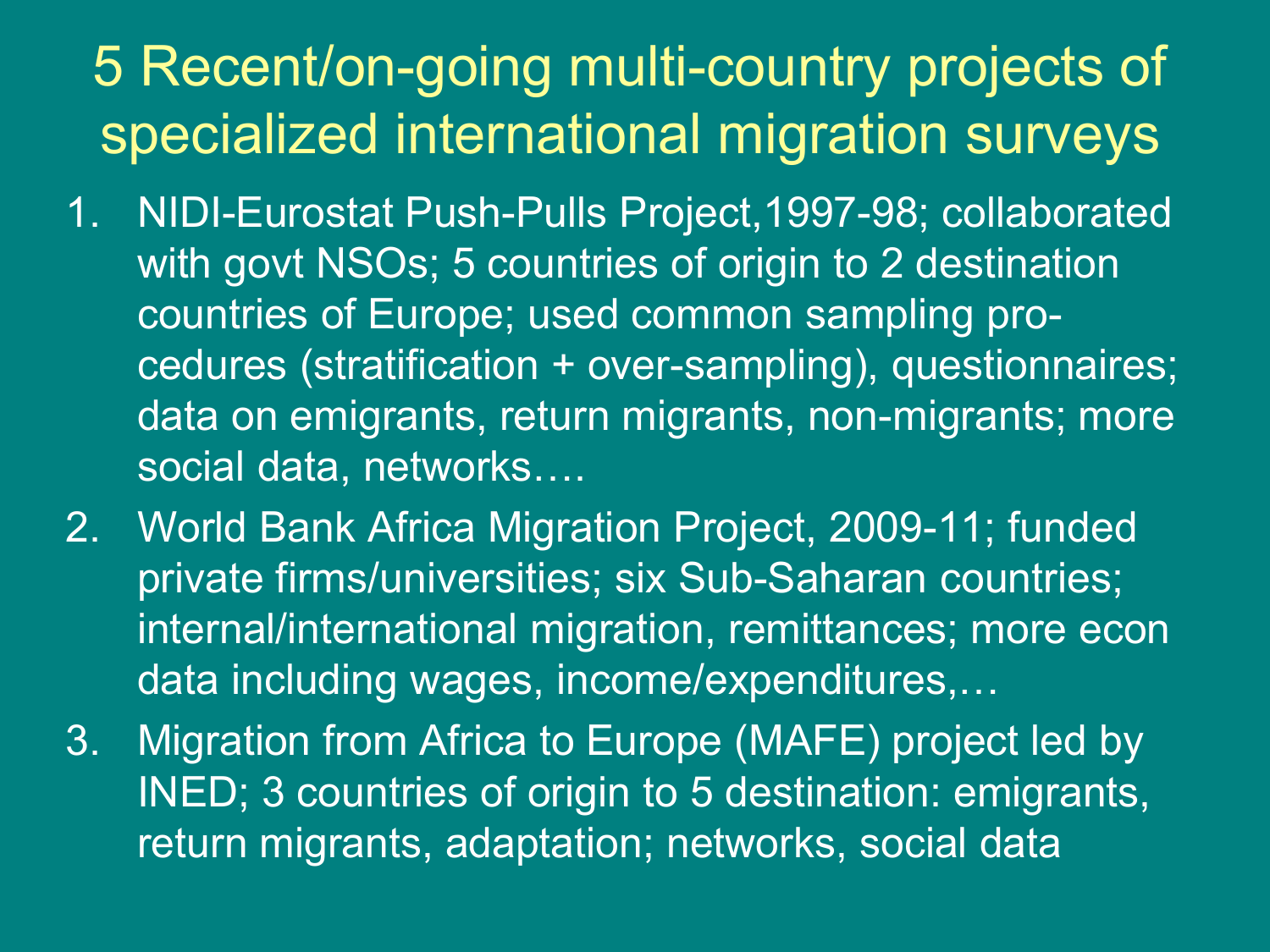# 5 Recent/on-going multi-country projects of specialized international migration surveys

1. NIDI-Eurostat Push-Pulls Project,1997-98; collaborated with govt NSOs; 5 countries of origin to 2 destination countries of Europe; used common sampling procedures (stratification + over-sampling), questionnaires; data on emigrants, return migrants, non-migrants; more social data, networks….
2. World Bank Africa Migration Project, 2009-11; funded private firms/universities; six Sub-Saharan countries; internal/international migration, remittances; more econ data including wages, income/expenditures,…
3. Migration from Africa to Europe (MAFE) project led by INED; 3 countries of origin to 5 destination: emigrants, return migrants, adaptation; networks, social data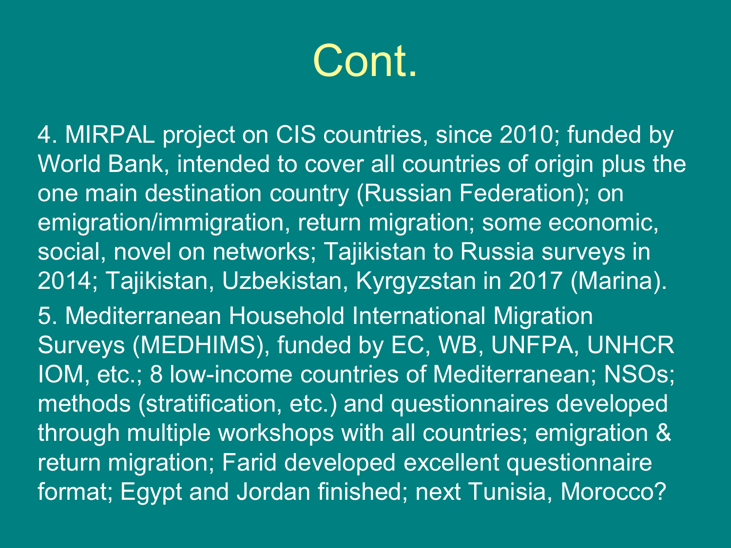# Cont.

4. MIRPAL project on CIS countries, since 2010; funded by World Bank, intended to cover all countries of origin plus the one main destination country (Russian Federation); on emigration/immigration, return migration; some economic, social, novel on networks; Tajikistan to Russia surveys in 2014; Tajikistan, Uzbekistan, Kyrgyzstan in 2017 (Marina).

5. Mediterranean Household International Migration Surveys (MEDHIMS), funded by EC, WB, UNFPA, UNHCR IOM, etc.; 8 low-income countries of Mediterranean; NSOs; methods (stratification, etc.) and questionnaires developed through multiple workshops with all countries; emigration & return migration; Farid developed excellent questionnaire format; Egypt and Jordan finished; next Tunisia, Morocco?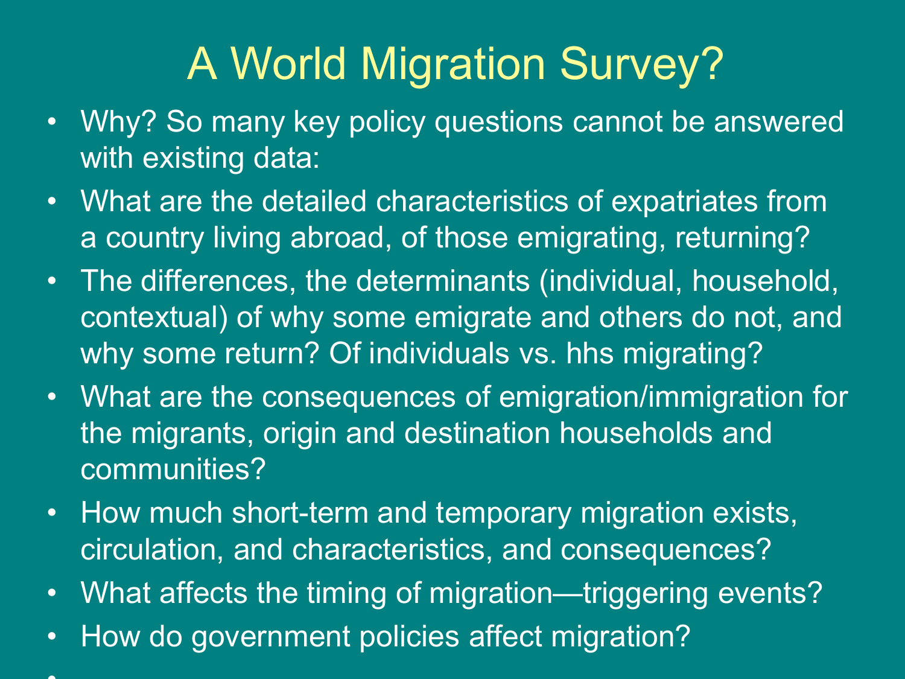# A World Migration Survey?

- Why? So many key policy questions cannot be answered with existing data:
- What are the detailed characteristics of expatriates from a country living abroad, of those emigrating, returning?
- The differences, the determinants (individual, household, contextual) of why some emigrate and others do not, and why some return? Of individuals vs. hhs migrating?
- What are the consequences of emigration/immigration for the migrants, origin and destination households and communities?
- How much short-term and temporary migration exists, circulation, and characteristics, and consequences?
- What affects the timing of migration—triggering events?
- How do government policies affect migration?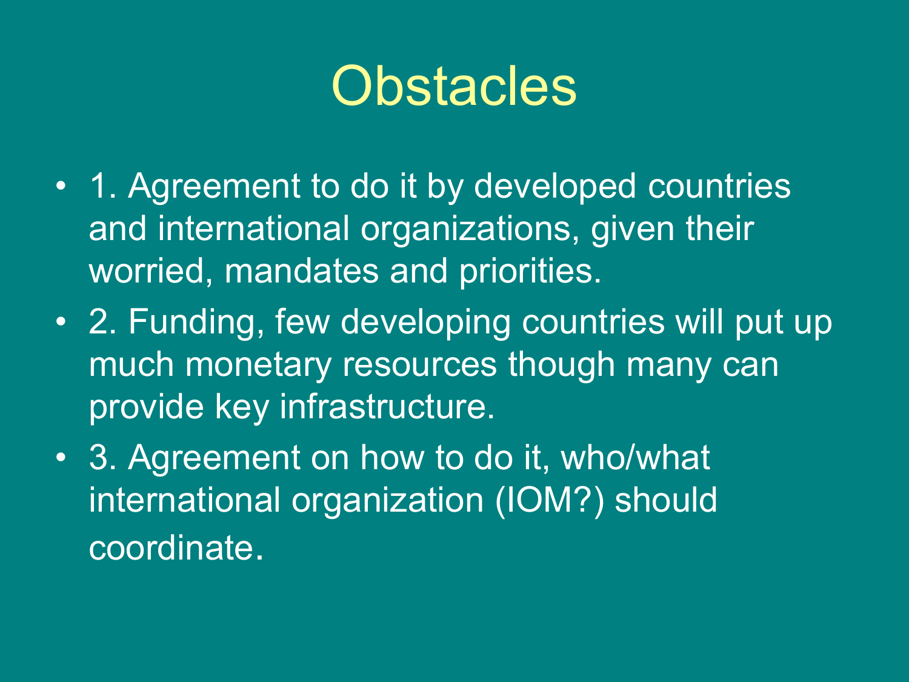# Obstacles

- 1. Agreement to do it by developed countries and international organizations, given their worried, mandates and priorities.
- 2. Funding, few developing countries will put up much monetary resources though many can provide key infrastructure.
- 3. Agreement on how to do it, who/what international organization (IOM?) should coordinate.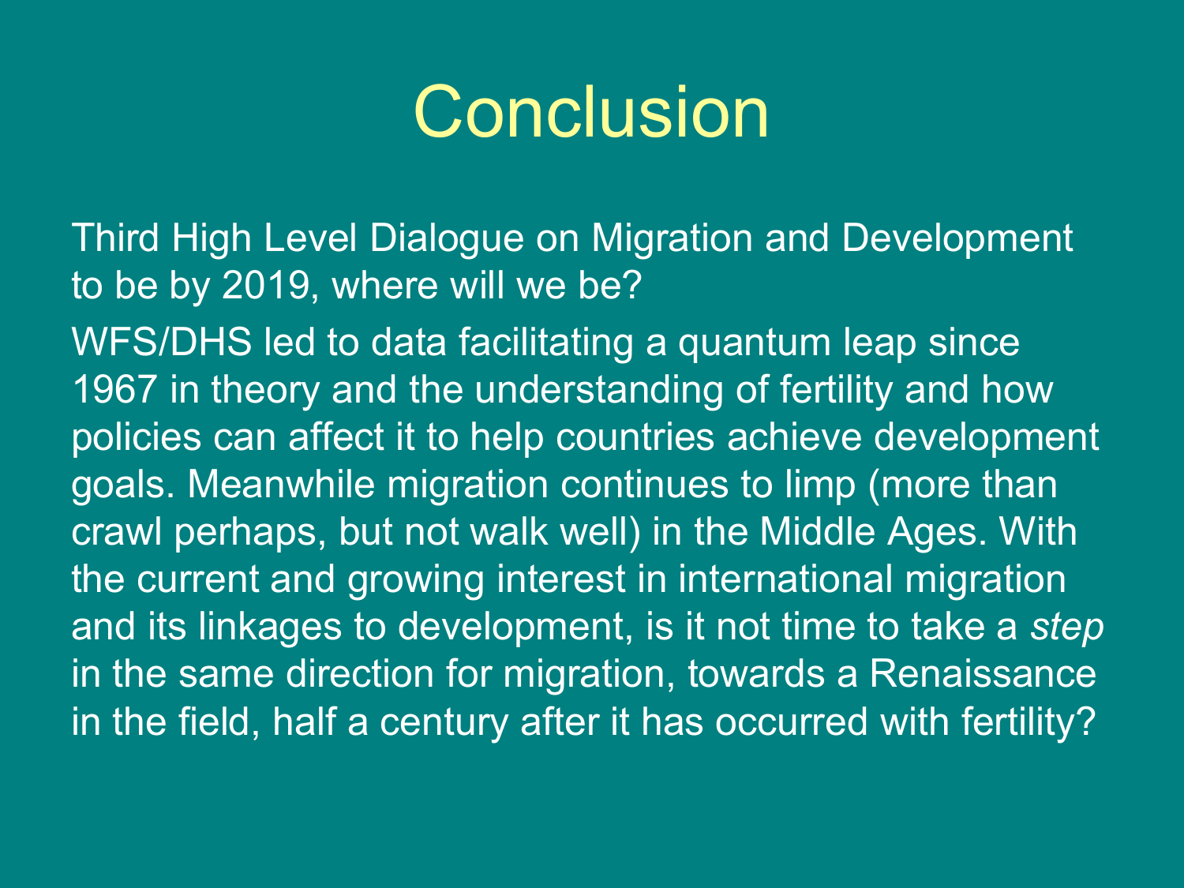# Conclusion

Third High Level Dialogue on Migration and Development to be by 2019, where will we be?

WFS/DHS led to data facilitating a quantum leap since 1967 in theory and the understanding of fertility and how policies can affect it to help countries achieve development goals. Meanwhile migration continues to limp (more than crawl perhaps, but not walk well) in the Middle Ages. With the current and growing interest in international migration and its linkages to development, is it not time to take a *step* in the same direction for migration, towards a Renaissance in the field, half a century after it has occurred with fertility?